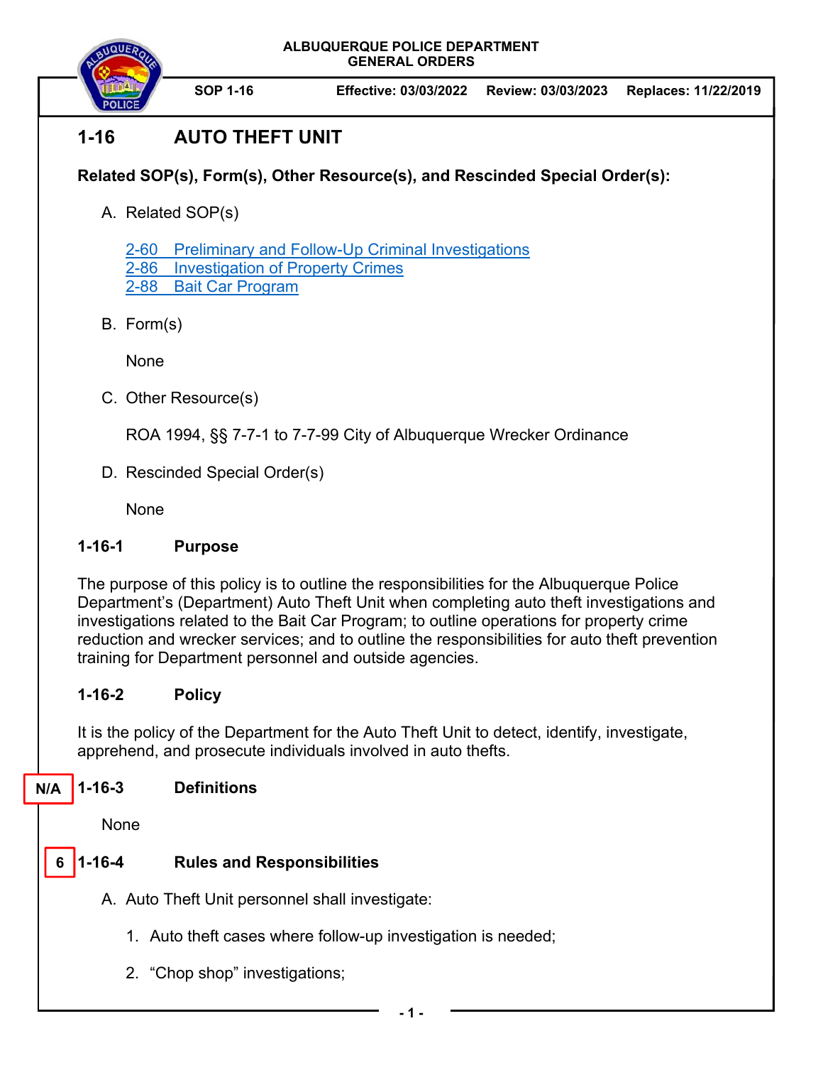ALBUQUERQUE POLICE DEPARTMENT
GENERAL ORDERS

SOP 1-16 | Effective: 03/03/2022 | Review: 03/03/2023 | Replaces: 11/22/2019

# 1-16 AUTO THEFT UNIT

**Related SOP(s), Form(s), Other Resource(s), and Rescinded Special Order(s):**

A. Related SOP(s)

   2-60 Preliminary and Follow-Up Criminal Investigations
   2-86 Investigation of Property Crimes
   2-88 Bait Car Program

B. Form(s)

   None

C. Other Resource(s)

   ROA 1994, §§ 7-7-1 to 7-7-99 City of Albuquerque Wrecker Ordinance

D. Rescinded Special Order(s)

   None

## 1-16-1 Purpose

The purpose of this policy is to outline the responsibilities for the Albuquerque Police Department's (Department) Auto Theft Unit when completing auto theft investigations and investigations related to the Bait Car Program; to outline operations for property crime reduction and wrecker services; and to outline the responsibilities for auto theft prevention training for Department personnel and outside agencies.

## 1-16-2 Policy

It is the policy of the Department for the Auto Theft Unit to detect, identify, investigate, apprehend, and prosecute individuals involved in auto thefts.

## N/A 1-16-3 Definitions

None

## 6 1-16-4 Rules and Responsibilities

A. Auto Theft Unit personnel shall investigate:

   1. Auto theft cases where follow-up investigation is needed;

   2. "Chop shop" investigations;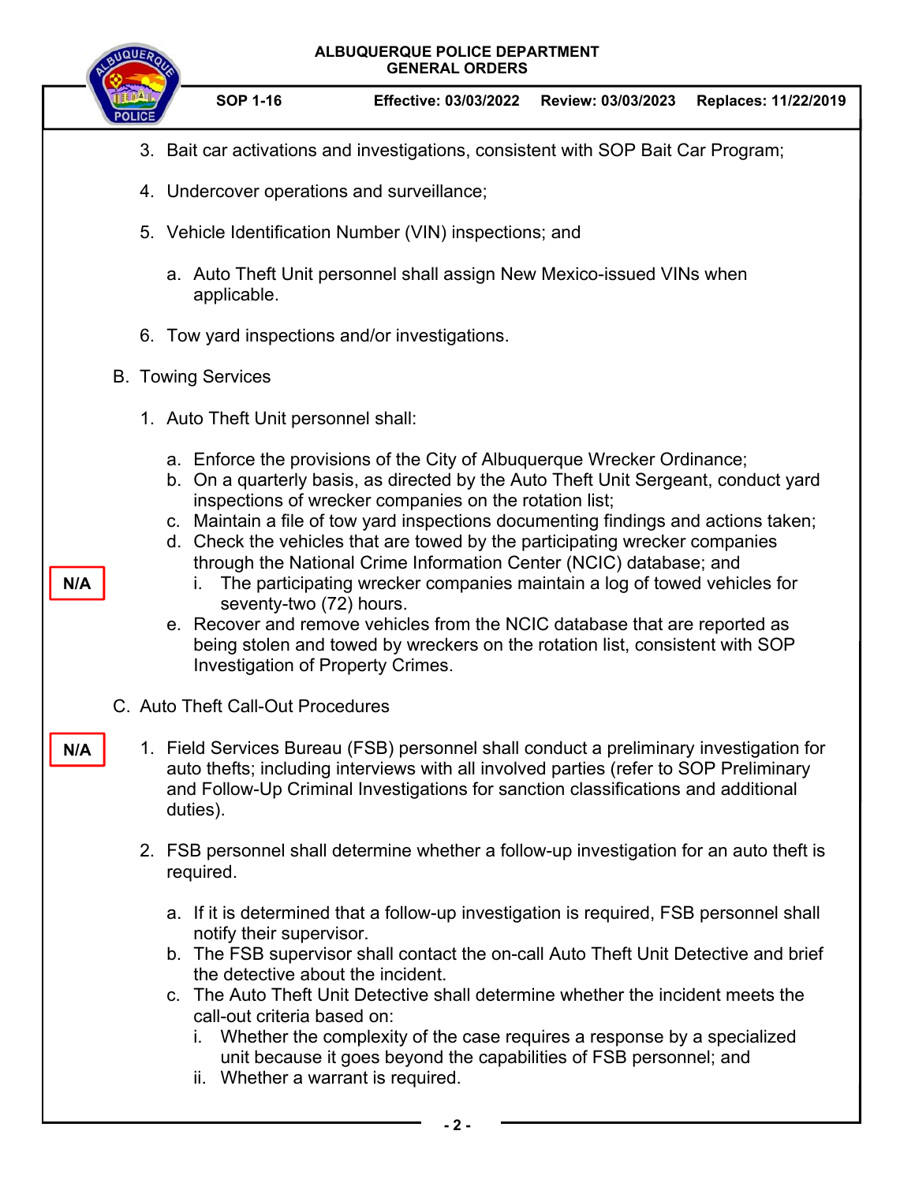3. Bait car activations and investigations, consistent with SOP Bait Car Program;

4. Undercover operations and surveillance;

5. Vehicle Identification Number (VIN) inspections; and

   a. Auto Theft Unit personnel shall assign New Mexico-issued VINs when applicable.

6. Tow yard inspections and/or investigations.

B. Towing Services

1. Auto Theft Unit personnel shall:

   a. Enforce the provisions of the City of Albuquerque Wrecker Ordinance;
   b. On a quarterly basis, as directed by the Auto Theft Unit Sergeant, conduct yard inspections of wrecker companies on the rotation list;
   c. Maintain a file of tow yard inspections documenting findings and actions taken;
   d. Check the vehicles that are towed by the participating wrecker companies through the National Crime Information Center (NCIC) database; and
      i. The participating wrecker companies maintain a log of towed vehicles for seventy-two (72) hours.
   e. Recover and remove vehicles from the NCIC database that are reported as being stolen and towed by wreckers on the rotation list, consistent with SOP Investigation of Property Crimes.

N/A

C. Auto Theft Call-Out Procedures

N/A

1. Field Services Bureau (FSB) personnel shall conduct a preliminary investigation for auto thefts; including interviews with all involved parties (refer to SOP Preliminary and Follow-Up Criminal Investigations for sanction classifications and additional duties).

2. FSB personnel shall determine whether a follow-up investigation for an auto theft is required.

   a. If it is determined that a follow-up investigation is required, FSB personnel shall notify their supervisor.
   b. The FSB supervisor shall contact the on-call Auto Theft Unit Detective and brief the detective about the incident.
   c. The Auto Theft Unit Detective shall determine whether the incident meets the call-out criteria based on:
      i. Whether the complexity of the case requires a response by a specialized unit because it goes beyond the capabilities of FSB personnel; and
      ii. Whether a warrant is required.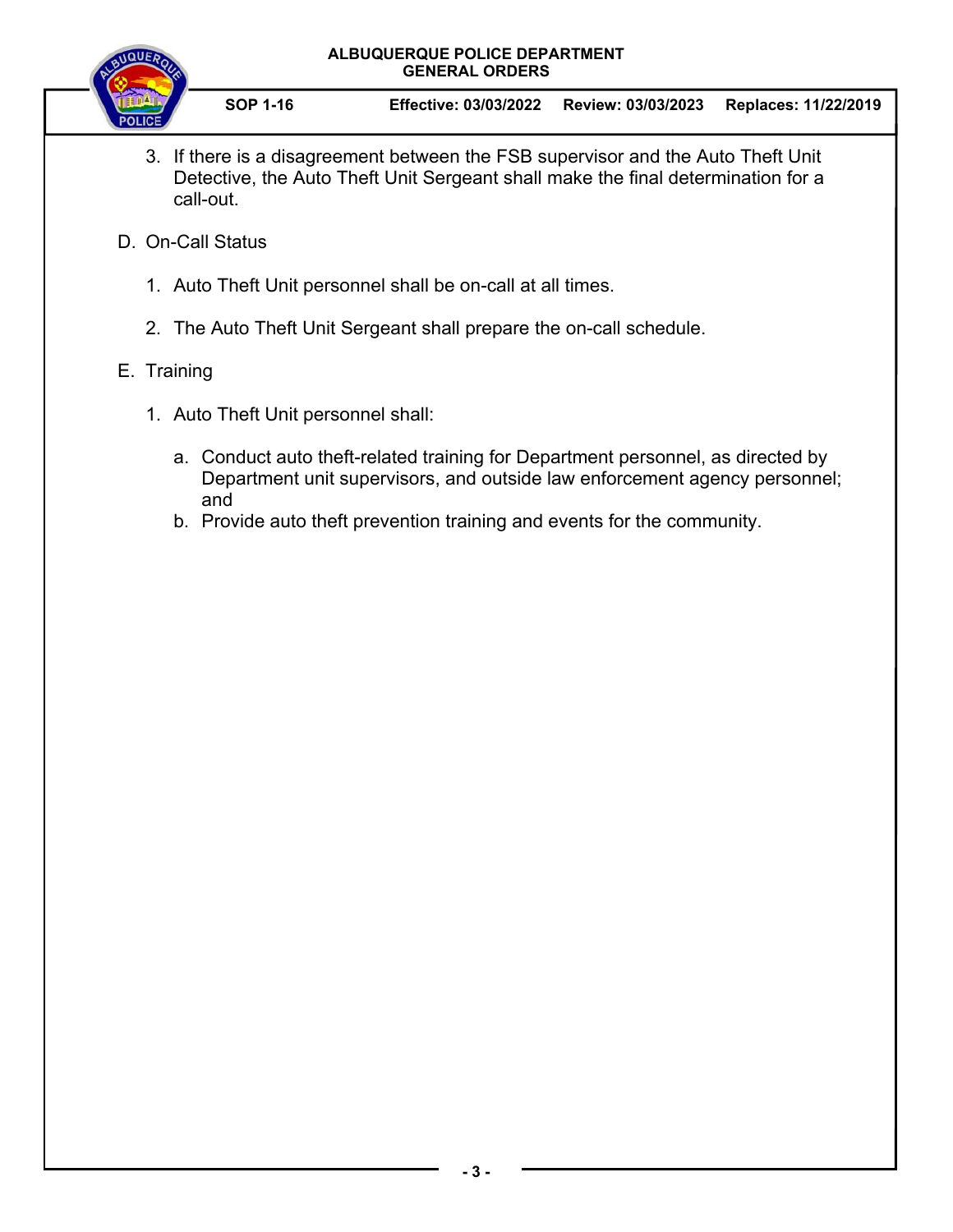3. If there is a disagreement between the FSB supervisor and the Auto Theft Unit Detective, the Auto Theft Unit Sergeant shall make the final determination for a call-out.

D. On-Call Status

1. Auto Theft Unit personnel shall be on-call at all times.

2. The Auto Theft Unit Sergeant shall prepare the on-call schedule.

E. Training

1. Auto Theft Unit personnel shall:

   a. Conduct auto theft-related training for Department personnel, as directed by Department unit supervisors, and outside law enforcement agency personnel; and
   b. Provide auto theft prevention training and events for the community.